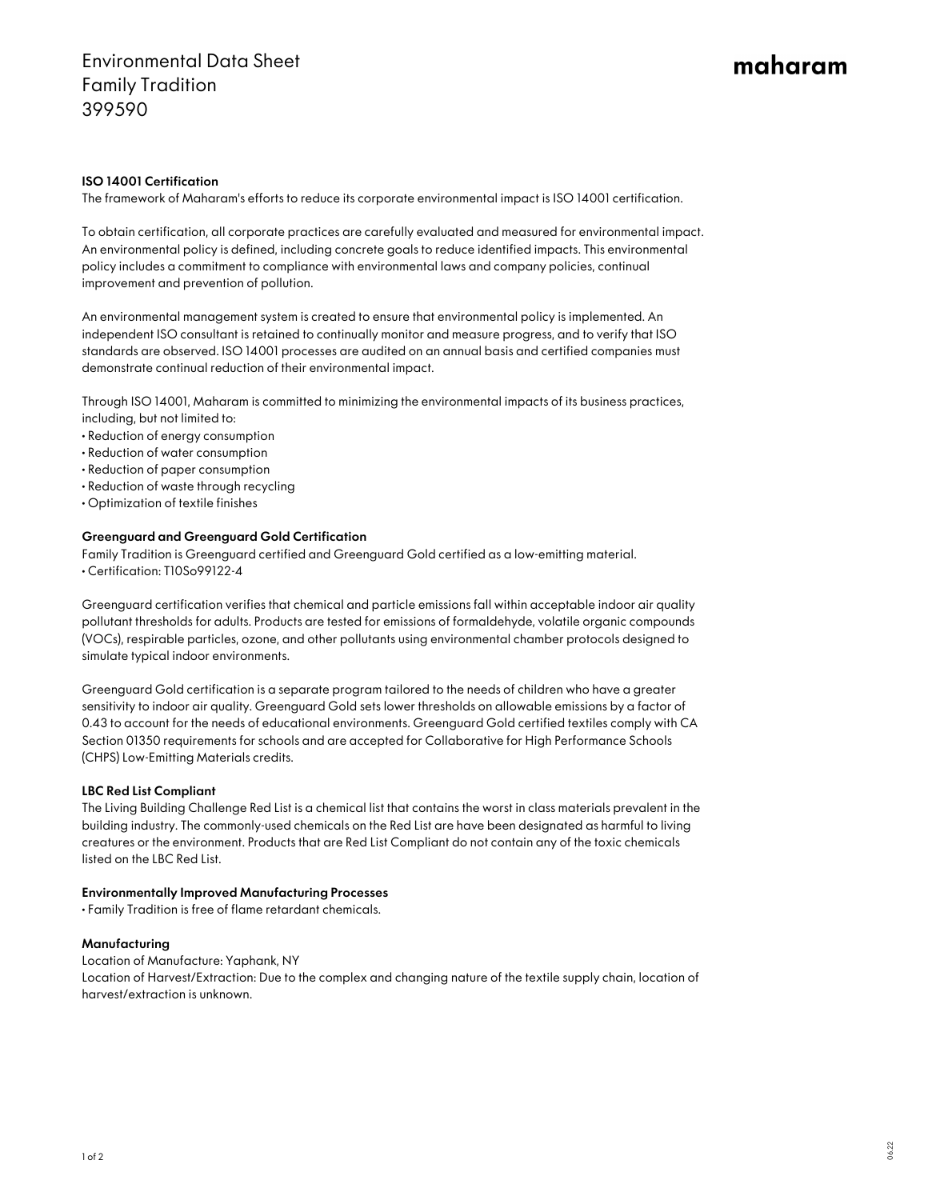# Environmental Data Sheet
# Family Tradition
# 399590

maharam

**ISO 14001 Certification**

The framework of Maharam's efforts to reduce its corporate environmental impact is ISO 14001 certification.

To obtain certification, all corporate practices are carefully evaluated and measured for environmental impact. An environmental policy is defined, including concrete goals to reduce identified impacts. This environmental policy includes a commitment to compliance with environmental laws and company policies, continual improvement and prevention of pollution.

An environmental management system is created to ensure that environmental policy is implemented. An independent ISO consultant is retained to continually monitor and measure progress, and to verify that ISO standards are observed. ISO 14001 processes are audited on an annual basis and certified companies must demonstrate continual reduction of their environmental impact.

Through ISO 14001, Maharam is committed to minimizing the environmental impacts of its business practices, including, but not limited to:

- Reduction of energy consumption
- Reduction of water consumption
- Reduction of paper consumption
- Reduction of waste through recycling
- Optimization of textile finishes

**Greenguard and Greenguard Gold Certification**

Family Tradition is Greenguard certified and Greenguard Gold certified as a low-emitting material.

- Certification: T10So99122-4

Greenguard certification verifies that chemical and particle emissions fall within acceptable indoor air quality pollutant thresholds for adults. Products are tested for emissions of formaldehyde, volatile organic compounds (VOCs), respirable particles, ozone, and other pollutants using environmental chamber protocols designed to simulate typical indoor environments.

Greenguard Gold certification is a separate program tailored to the needs of children who have a greater sensitivity to indoor air quality. Greenguard Gold sets lower thresholds on allowable emissions by a factor of 0.43 to account for the needs of educational environments. Greenguard Gold certified textiles comply with CA Section 01350 requirements for schools and are accepted for Collaborative for High Performance Schools (CHPS) Low-Emitting Materials credits.

**LBC Red List Compliant**

The Living Building Challenge Red List is a chemical list that contains the worst in class materials prevalent in the building industry. The commonly-used chemicals on the Red List are have been designated as harmful to living creatures or the environment. Products that are Red List Compliant do not contain any of the toxic chemicals listed on the LBC Red List.

**Environmentally Improved Manufacturing Processes**

- Family Tradition is free of flame retardant chemicals.

**Manufacturing**

Location of Manufacture: Yaphank, NY
Location of Harvest/Extraction: Due to the complex and changing nature of the textile supply chain, location of harvest/extraction is unknown.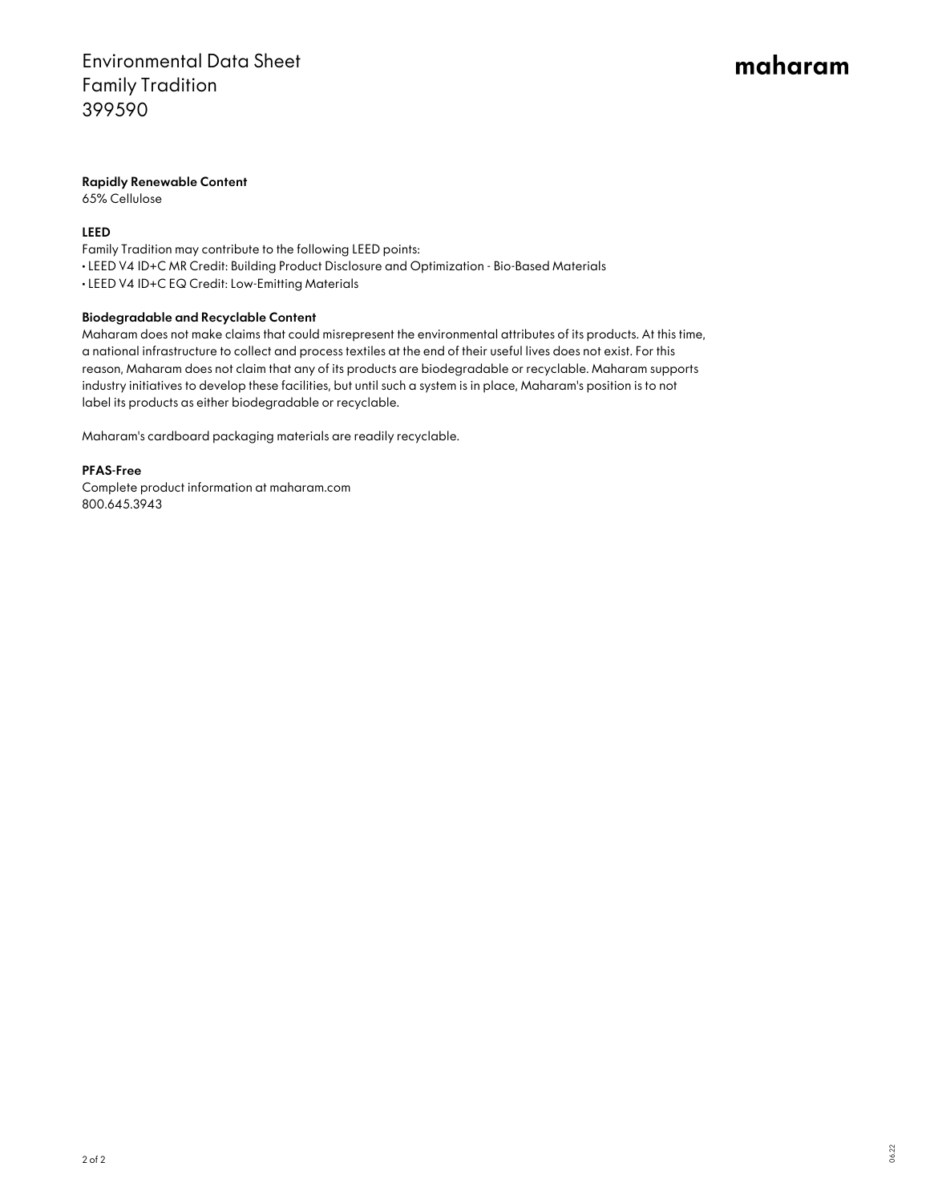# Environmental Data Sheet
# Family Tradition
# 399590

maharam

**Rapidly Renewable Content**
65% Cellulose

**LEED**
Family Tradition may contribute to the following LEED points:
• LEED V4 ID+C MR Credit: Building Product Disclosure and Optimization - Bio-Based Materials
• LEED V4 ID+C EQ Credit: Low-Emitting Materials

**Biodegradable and Recyclable Content**
Maharam does not make claims that could misrepresent the environmental attributes of its products. At this time, a national infrastructure to collect and process textiles at the end of their useful lives does not exist. For this reason, Maharam does not claim that any of its products are biodegradable or recyclable. Maharam supports industry initiatives to develop these facilities, but until such a system is in place, Maharam's position is to not label its products as either biodegradable or recyclable.

Maharam's cardboard packaging materials are readily recyclable.

**PFAS-Free**
Complete product information at maharam.com
800.645.3943

06.22